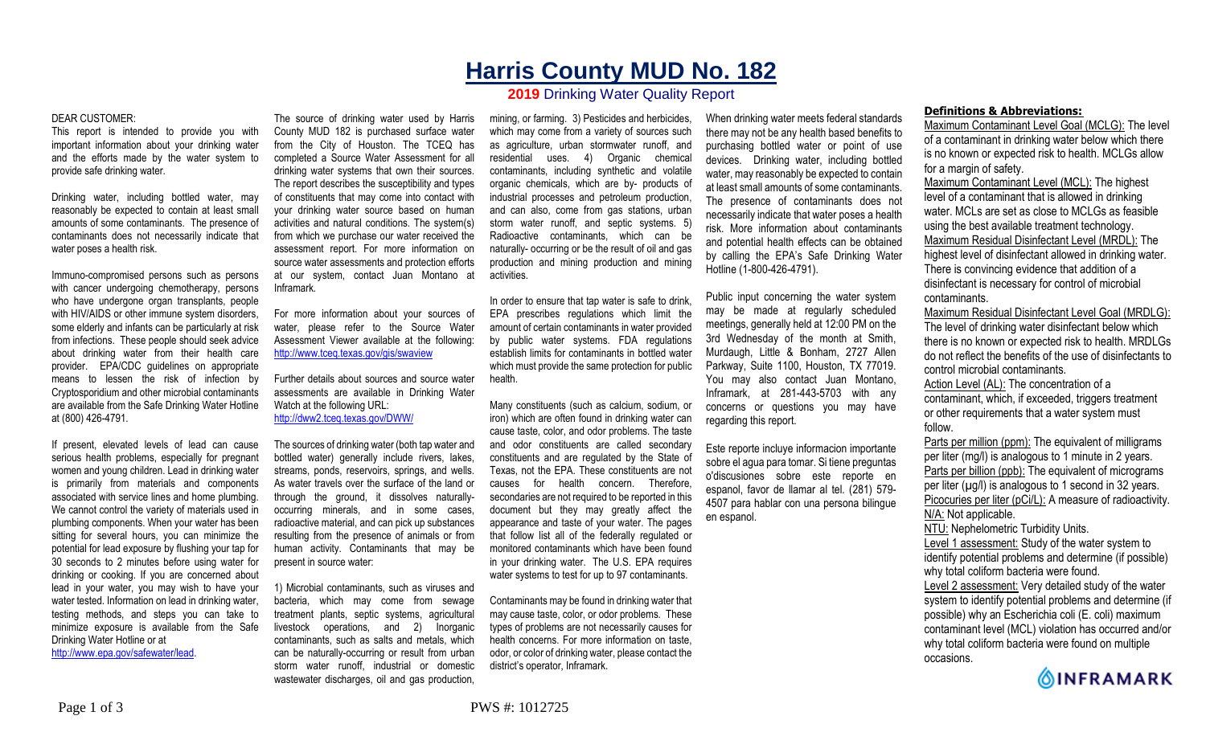# Harris County MUD No. 182

## 2019 Drinking Water Quality Report

DEAR CUSTOMER:

This report is intended to provide you with important information about your drinking water and the efforts made by the water system to provide safe drinking water.

Drinking water, including bottled water, may reasonably be expected to contain at least small amounts of some contaminants. The presence of contaminants does not necessarily indicate that water poses a health risk.

Immuno-compromised persons such as persons with cancer undergoing chemotherapy, persons who have undergone organ transplants, people with HIV/AIDS or other immune system disorders, some elderly and infants can be particularly at risk from infections. These people should seek advice about drinking water from their health care provider. EPA/CDC guidelines on appropriate means to lessen the risk of infection by Cryptosporidium and other microbial contaminants are available from the Safe Drinking Water Hotline at (800) 426-4791.

If present, elevated levels of lead can cause serious health problems, especially for pregnant women and young children. Lead in drinking water is primarily from materials and components associated with service lines and home plumbing. We cannot control the variety of materials used in plumbing components. When your water has been sitting for several hours, you can minimize the potential for lead exposure by flushing your tap for 30 seconds to 2 minutes before using water for drinking or cooking. If you are concerned about lead in your water, you may wish to have your water tested. Information on lead in drinking water, testing methods, and steps you can take to minimize exposure is available from the Safe Drinking Water Hotline or at http://www.epa.gov/safewater/lead.

The source of drinking water used by Harris County MUD 182 is purchased surface water from the City of Houston. The TCEQ has completed a Source Water Assessment for all drinking water systems that own their sources. The report describes the susceptibility and types of constituents that may come into contact with your drinking water source based on human activities and natural conditions. The system(s) from which we purchase our water received the assessment report. For more information on source water assessments and protection efforts at our system, contact Juan Montano at Inframark.

For more information about your sources of water, please refer to the Source Water Assessment Viewer available at the following: http://www.tceq.texas.gov/gis/swaview

Further details about sources and source water assessments are available in Drinking Water Watch at the following URL: http://dww2.tceq.texas.gov/DWW/

The sources of drinking water (both tap water and bottled water) generally include rivers, lakes, streams, ponds, reservoirs, springs, and wells. As water travels over the surface of the land or through the ground, it dissolves naturally-occurring minerals, and in some cases, radioactive material, and can pick up substances resulting from the presence of animals or from human activity. Contaminants that may be present in source water:

1) Microbial contaminants, such as viruses and bacteria, which may come from sewage treatment plants, septic systems, agricultural livestock operations, and 2) Inorganic contaminants, such as salts and metals, which can be naturally-occurring or result from urban storm water runoff, industrial or domestic wastewater discharges, oil and gas production, mining, or farming. 3) Pesticides and herbicides, which may come from a variety of sources such as agriculture, urban stormwater runoff, and residential uses. 4) Organic chemical contaminants, including synthetic and volatile organic chemicals, which are by- products of industrial processes and petroleum production, and can also, come from gas stations, urban storm water runoff, and septic systems. 5) Radioactive contaminants, which can be naturally- occurring or be the result of oil and gas production and mining production and mining activities.

In order to ensure that tap water is safe to drink, EPA prescribes regulations which limit the amount of certain contaminants in water provided by public water systems. FDA regulations establish limits for contaminants in bottled water which must provide the same protection for public health.

Many constituents (such as calcium, sodium, or iron) which are often found in drinking water can cause taste, color, and odor problems. The taste and odor constituents are called secondary constituents and are regulated by the State of Texas, not the EPA. These constituents are not causes for health concern. Therefore, secondaries are not required to be reported in this document but they may greatly affect the appearance and taste of your water. The pages that follow list all of the federally regulated or monitored contaminants which have been found in your drinking water. The U.S. EPA requires water systems to test for up to 97 contaminants.

Contaminants may be found in drinking water that may cause taste, color, or odor problems. These types of problems are not necessarily causes for health concerns. For more information on taste, odor, or color of drinking water, please contact the district's operator, Inframark.

When drinking water meets federal standards there may not be any health based benefits to purchasing bottled water or point of use devices. Drinking water, including bottled water, may reasonably be expected to contain at least small amounts of some contaminants. The presence of contaminants does not necessarily indicate that water poses a health risk. More information about contaminants and potential health effects can be obtained by calling the EPA's Safe Drinking Water Hotline (1-800-426-4791).

Public input concerning the water system may be made at regularly scheduled meetings, generally held at 12:00 PM on the 3rd Wednesday of the month at Smith, Murdaugh, Little & Bonham, 2727 Allen Parkway, Suite 1100, Houston, TX 77019. You may also contact Juan Montano, Inframark, at 281-443-5703 with any concerns or questions you may have regarding this report.

Este reporte incluye informacion importante sobre el agua para tomar. Si tiene preguntas o'discusiones sobre este reporte en espanol, favor de llamar al tel. (281) 579-4507 para hablar con una persona bilingue en espanol.

### Definitions & Abbreviations:

Maximum Contaminant Level Goal (MCLG): The level of a contaminant in drinking water below which there is no known or expected risk to health. MCLGs allow for a margin of safety.

Maximum Contaminant Level (MCL): The highest level of a contaminant that is allowed in drinking water. MCLs are set as close to MCLGs as feasible using the best available treatment technology.

Maximum Residual Disinfectant Level (MRDL): The highest level of disinfectant allowed in drinking water. There is convincing evidence that addition of a disinfectant is necessary for control of microbial contaminants.

Maximum Residual Disinfectant Level Goal (MRDLG): The level of drinking water disinfectant below which there is no known or expected risk to health. MRDLGs do not reflect the benefits of the use of disinfectants to control microbial contaminants.

Action Level (AL): The concentration of a contaminant, which, if exceeded, triggers treatment or other requirements that a water system must follow.

Parts per million (ppm): The equivalent of milligrams per liter (mg/l) is analogous to 1 minute in 2 years.

Parts per billion (ppb): The equivalent of micrograms per liter (µg/l) is analogous to 1 second in 32 years.

Picocuries per liter (pCi/L): A measure of radioactivity.

N/A: Not applicable.

NTU: Nephelometric Turbidity Units.

Level 1 assessment: Study of the water system to identify potential problems and determine (if possible) why total coliform bacteria were found.

Level 2 assessment: Very detailed study of the water system to identify potential problems and determine (if possible) why an Escherichia coli (E. coli) maximum contaminant level (MCL) violation has occurred and/or why total coliform bacteria were found on multiple occasions.

INFRAMARK

PWS #: 1012725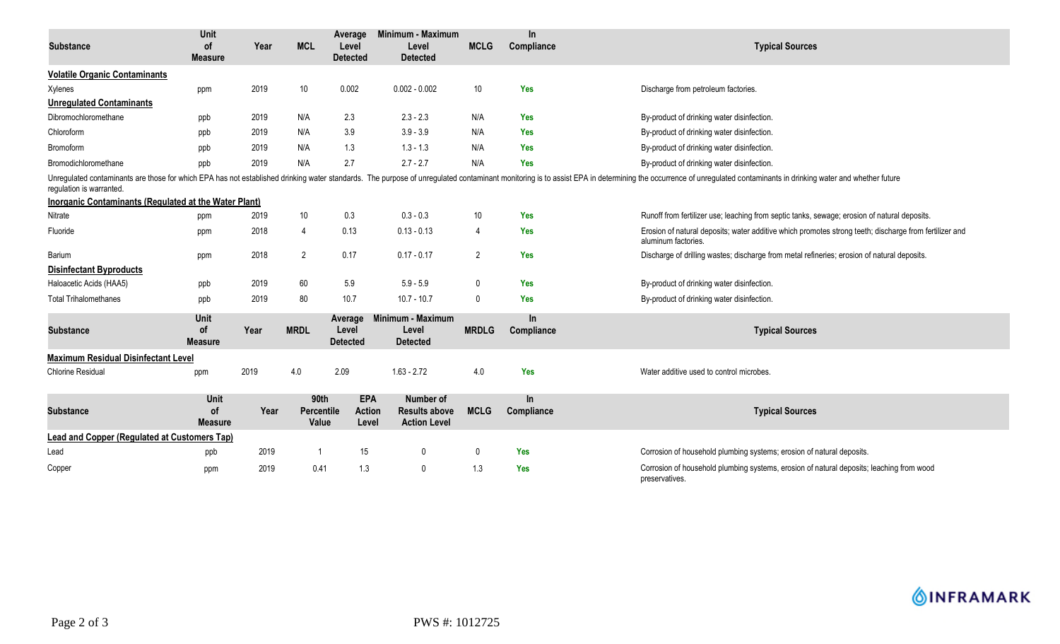| Substance | Unit of Measure | Year | MCL | Average Level Detected | Minimum - Maximum Level Detected | MCLG | In Compliance | Typical Sources |
|---|---|---|---|---|---|---|---|---|
| **Volatile Organic Contaminants** | | | | | | | | |
| Xylenes | ppm | 2019 | 10 | 0.002 | 0.002 - 0.002 | 10 | Yes | Discharge from petroleum factories. |
| **Unregulated Contaminants** | | | | | | | | |
| Dibromochloromethane | ppb | 2019 | N/A | 2.3 | 2.3 - 2.3 | N/A | Yes | By-product of drinking water disinfection. |
| Chloroform | ppb | 2019 | N/A | 3.9 | 3.9 - 3.9 | N/A | Yes | By-product of drinking water disinfection. |
| Bromoform | ppb | 2019 | N/A | 1.3 | 1.3 - 1.3 | N/A | Yes | By-product of drinking water disinfection. |
| Bromodichloromethane | ppb | 2019 | N/A | 2.7 | 2.7 - 2.7 | N/A | Yes | By-product of drinking water disinfection. |

Unregulated contaminants are those for which EPA has not established drinking water standards. The purpose of unregulated contaminant monitoring is to assist EPA in determining the occurrence of unregulated contaminants in drinking water and whether future regulation is warranted.

| Substance | Unit of Measure | Year | MCL | Average Level Detected | Minimum - Maximum Level Detected | MCLG | In Compliance | Typical Sources |
|---|---|---|---|---|---|---|---|---|
| **Inorganic Contaminants (Regulated at the Water Plant)** | | | | | | | | |
| Nitrate | ppm | 2019 | 10 | 0.3 | 0.3 - 0.3 | 10 | Yes | Runoff from fertilizer use; leaching from septic tanks, sewage; erosion of natural deposits. |
| Fluoride | ppm | 2018 | 4 | 0.13 | 0.13 - 0.13 | 4 | Yes | Erosion of natural deposits; water additive which promotes strong teeth; discharge from fertilizer and aluminum factories. |
| Barium | ppm | 2018 | 2 | 0.17 | 0.17 - 0.17 | 2 | Yes | Discharge of drilling wastes; discharge from metal refineries; erosion of natural deposits. |
| **Disinfectant Byproducts** | | | | | | | | |
| Haloacetic Acids (HAA5) | ppb | 2019 | 60 | 5.9 | 5.9 - 5.9 | 0 | Yes | By-product of drinking water disinfection. |
| Total Trihalomethanes | ppb | 2019 | 80 | 10.7 | 10.7 - 10.7 | 0 | Yes | By-product of drinking water disinfection. |

| Substance | Unit of Measure | Year | MRDL | Average Level Detected | Minimum - Maximum Level Detected | MRDLG | In Compliance | Typical Sources |
|---|---|---|---|---|---|---|---|---|
| **Maximum Residual Disinfectant Level** | | | | | | | | |
| Chlorine Residual | ppm | 2019 | 4.0 | 2.09 | 1.63 - 2.72 | 4.0 | Yes | Water additive used to control microbes. |

| Substance | Unit of Measure | Year | 90th Percentile Value | EPA Action Level | Number of Results above Action Level | MCLG | In Compliance | Typical Sources |
|---|---|---|---|---|---|---|---|---|
| **Lead and Copper (Regulated at Customers Tap)** | | | | | | | | |
| Lead | ppb | 2019 | 1 | 15 | 0 | 0 | Yes | Corrosion of household plumbing systems; erosion of natural deposits. |
| Copper | ppm | 2019 | 0.41 | 1.3 | 0 | 1.3 | Yes | Corrosion of household plumbing systems, erosion of natural deposits; leaching from wood preservatives. |

PWS #: 1012725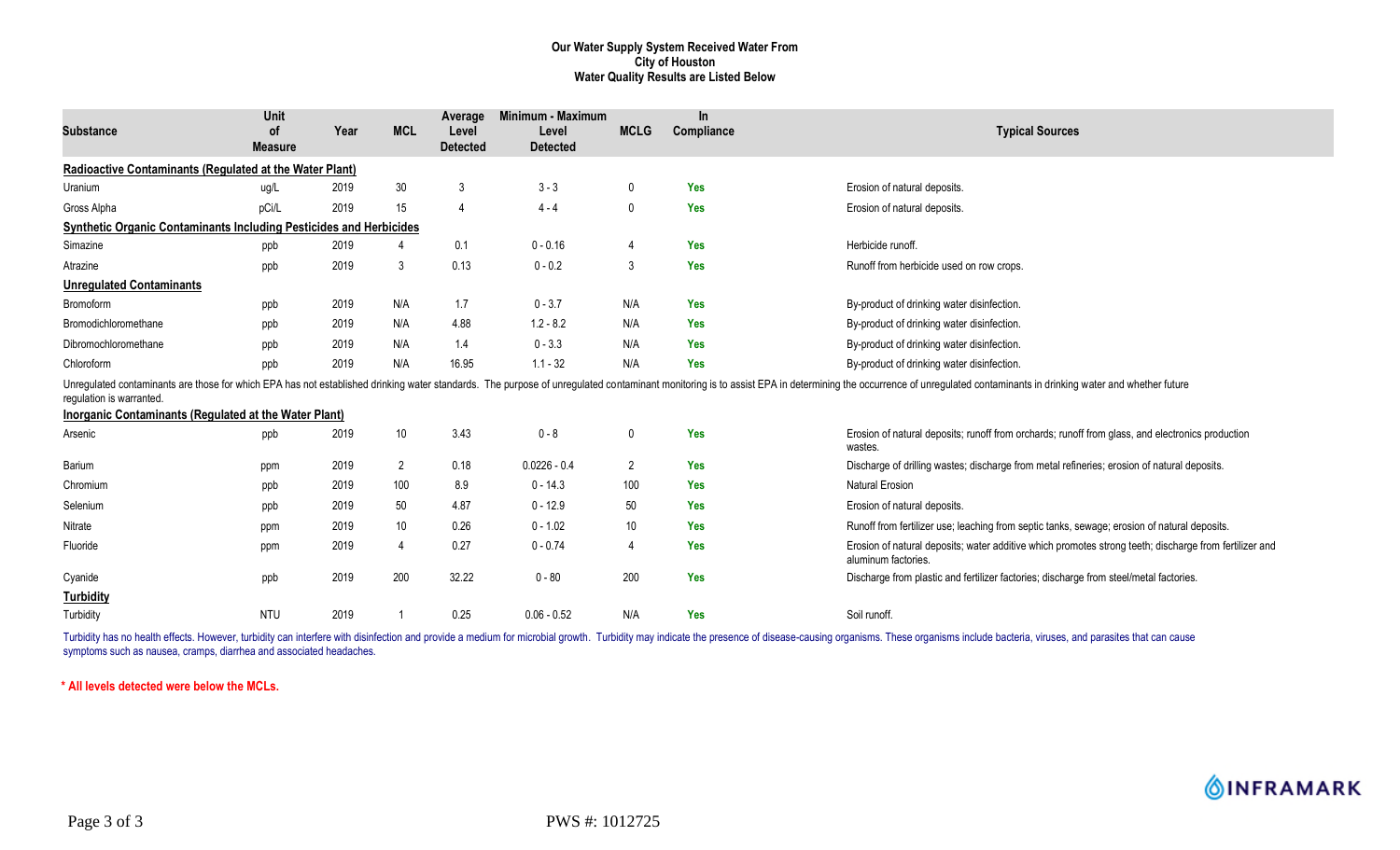**Our Water Supply System Received Water From**
**City of Houston**
**Water Quality Results are Listed Below**

| Substance | Unit of Measure | Year | MCL | Average Level Detected | Minimum - Maximum Level Detected | MCLG | In Compliance | Typical Sources |
|---|---|---|---|---|---|---|---|---|
| **Radioactive Contaminants (Regulated at the Water Plant)** | | | | | | | | |
| Uranium | ug/L | 2019 | 30 | 3 | 3 - 3 | 0 | Yes | Erosion of natural deposits. |
| Gross Alpha | pCi/L | 2019 | 15 | 4 | 4 - 4 | 0 | Yes | Erosion of natural deposits. |
| **Synthetic Organic Contaminants Including Pesticides and Herbicides** | | | | | | | | |
| Simazine | ppb | 2019 | 4 | 0.1 | 0 - 0.16 | 4 | Yes | Herbicide runoff. |
| Atrazine | ppb | 2019 | 3 | 0.13 | 0 - 0.2 | 3 | Yes | Runoff from herbicide used on row crops. |
| **Unregulated Contaminants** | | | | | | | | |
| Bromoform | ppb | 2019 | N/A | 1.7 | 0 - 3.7 | N/A | Yes | By-product of drinking water disinfection. |
| Bromodichloromethane | ppb | 2019 | N/A | 4.88 | 1.2 - 8.2 | N/A | Yes | By-product of drinking water disinfection. |
| Dibromochloromethane | ppb | 2019 | N/A | 1.4 | 0 - 3.3 | N/A | Yes | By-product of drinking water disinfection. |
| Chloroform | ppb | 2019 | N/A | 16.95 | 1.1 - 32 | N/A | Yes | By-product of drinking water disinfection. |

Unregulated contaminants are those for which EPA has not established drinking water standards. The purpose of unregulated contaminant monitoring is to assist EPA in determining the occurrence of unregulated contaminants in drinking water and whether future regulation is warranted.

| Substance | Unit of Measure | Year | MCL | Average Level Detected | Minimum - Maximum Level Detected | MCLG | In Compliance | Typical Sources |
|---|---|---|---|---|---|---|---|---|
| **Inorganic Contaminants (Regulated at the Water Plant)** | | | | | | | | |
| Arsenic | ppb | 2019 | 10 | 3.43 | 0 - 8 | 0 | Yes | Erosion of natural deposits; runoff from orchards; runoff from glass, and electronics production wastes. |
| Barium | ppm | 2019 | 2 | 0.18 | 0.0226 - 0.4 | 2 | Yes | Discharge of drilling wastes; discharge from metal refineries; erosion of natural deposits. |
| Chromium | ppb | 2019 | 100 | 8.9 | 0 - 14.3 | 100 | Yes | Natural Erosion |
| Selenium | ppb | 2019 | 50 | 4.87 | 0 - 12.9 | 50 | Yes | Erosion of natural deposits. |
| Nitrate | ppm | 2019 | 10 | 0.26 | 0 - 1.02 | 10 | Yes | Runoff from fertilizer use; leaching from septic tanks, sewage; erosion of natural deposits. |
| Fluoride | ppm | 2019 | 4 | 0.27 | 0 - 0.74 | 4 | Yes | Erosion of natural deposits; water additive which promotes strong teeth; discharge from fertilizer and aluminum factories. |
| Cyanide | ppb | 2019 | 200 | 32.22 | 0 - 80 | 200 | Yes | Discharge from plastic and fertilizer factories; discharge from steel/metal factories. |
| **Turbidity** | | | | | | | | |
| Turbidity | NTU | 2019 | 1 | 0.25 | 0.06 - 0.52 | N/A | Yes | Soil runoff. |

Turbidity has no health effects. However, turbidity can interfere with disinfection and provide a medium for microbial growth. Turbidity may indicate the presence of disease-causing organisms. These organisms include bacteria, viruses, and parasites that can cause symptoms such as nausea, cramps, diarrhea and associated headaches.

**\* All levels detected were below the MCLs.**

INFRAMARK

PWS #: 1012725